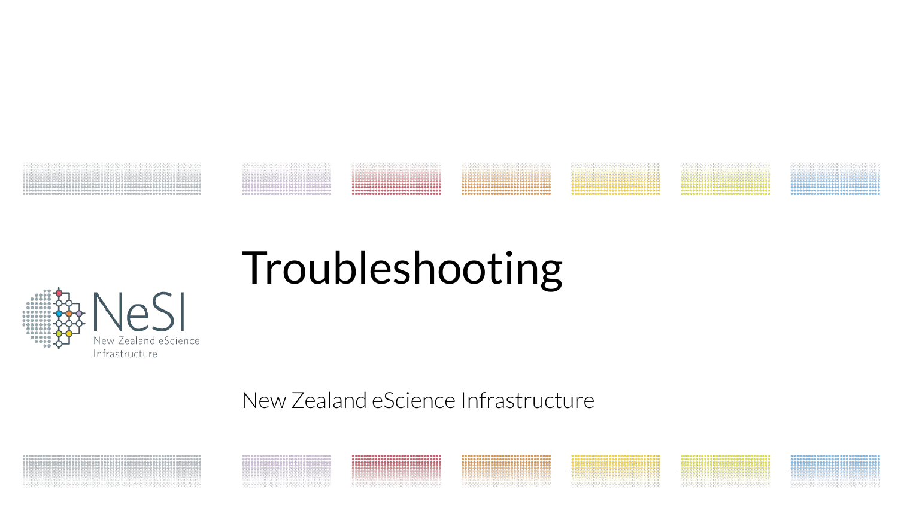# Troubleshooting

New Zealand eScience Infrastructure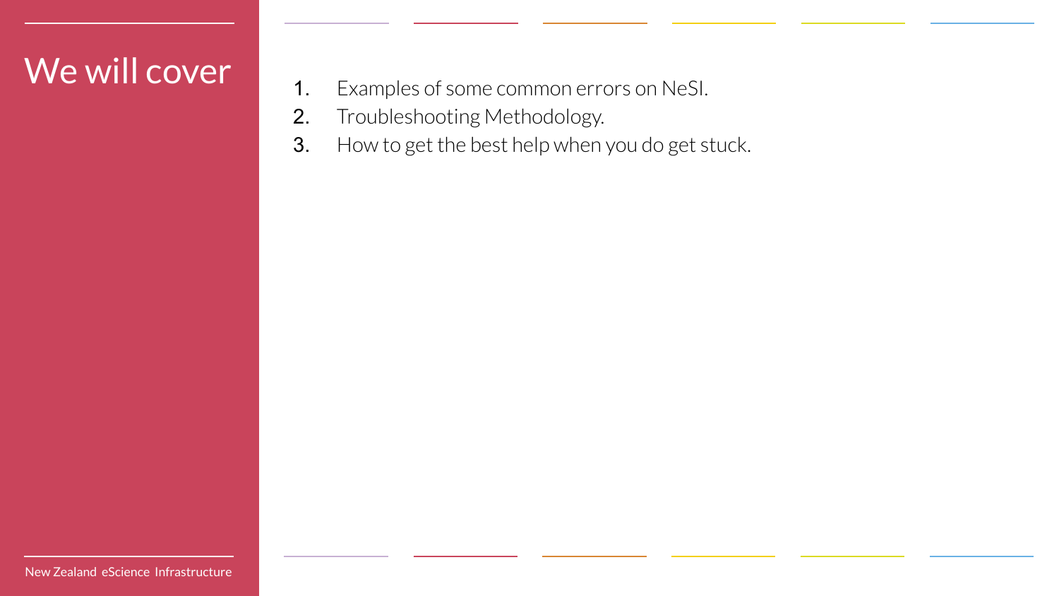# We will cover

1. Examples of some common errors on NeSI.
2. Troubleshooting Methodology.
3. How to get the best help when you do get stuck.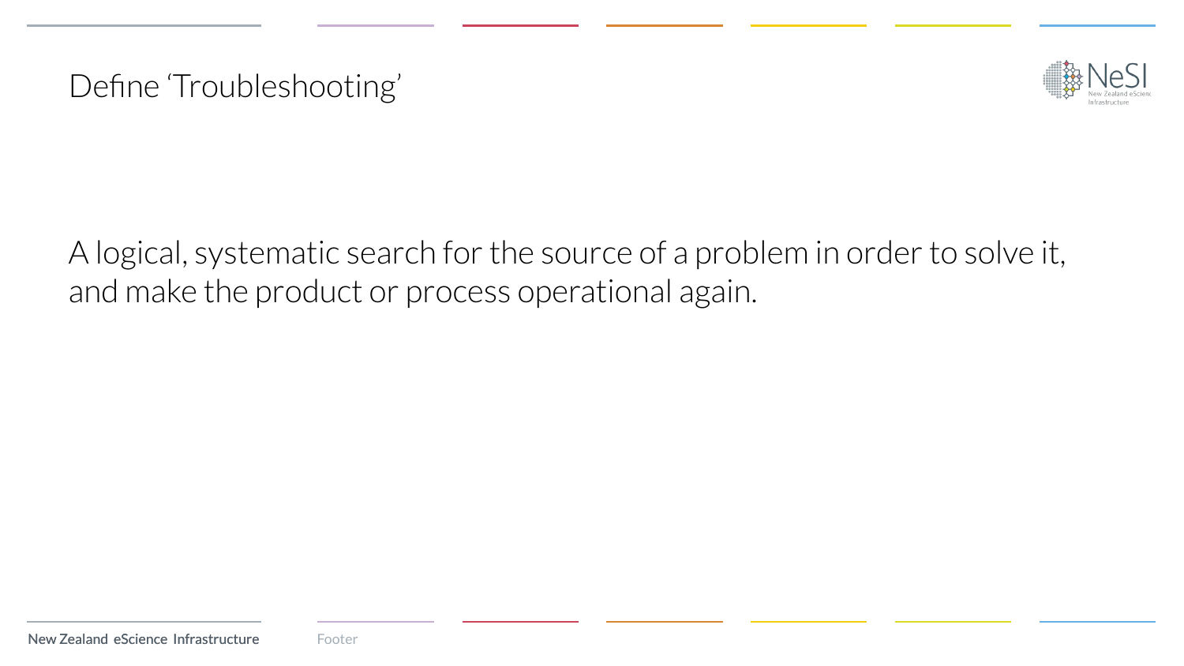# Define 'Troubleshooting'

A logical, systematic search for the source of a problem in order to solve it, and make the product or process operational again.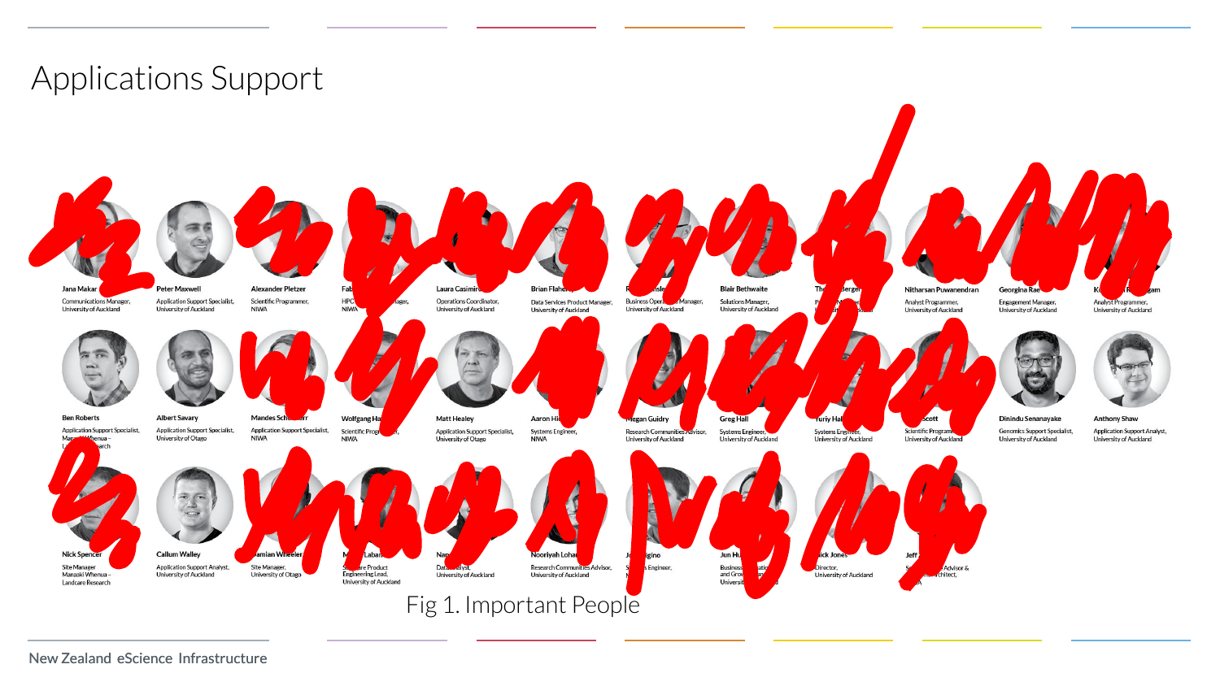# Applications Support

- **Jana Makar** – Communications Manager, University of Auckland
- **Peter Maxwell** – Application Support Specialist, University of Auckland
- **Alexander Pletzer** – Scientific Programmer, NIWA
- **Fab...** – HPC ...ager, NIWA
- **Laura Casimir...** – Operations Coordinator, University of Auckland
- **Brian Flaher...** – Data Services Product Manager, University of Auckland
- **R... ...nsle...** – Business Oper... Manager, University of Auckland
- **Blair Bethwaite** – Solutions Manager, University of Auckland
- **The... ...berger**
- **Nitharsan Puwanendran** – Analyst Programmer, University of Auckland
- **Georgina Rae** – Engagement Manager, University of Auckland
- **K... R...gam** – Analyst Programmer, University of Auckland
- **Ben Roberts** – Application Support Specialist, Manaaki Whenua – L... ...arch
- **Albert Savary** – Application Support Specialist, University of Otago
- **Mandes Sch...rr** – Application Support Specialist, NIWA
- **Wolfgang Ha...** – Scientific Progr..., NIWA
- **Matt Healey** – Application Support Specialist, University of Otago
- **Aaron Hi...** – Systems Engineer, NIWA
- **...egan Guidry** – Research Communities Advisor, University of Auckland
- **Greg Hall** – Systems Engineer, University of Auckland
- **...uriy Hal...** – Systems Engineer, University of Auckland
- **...Scott** – Scientific Programm..., University of Auckland
- **Dinindu Senanayake** – Genomics Support Specialist, University of Auckland
- **Anthony Shaw** – Application Support Analyst, University of Auckland
- **Nick Spencer** – Site Manager, Manaaki Whenua – Landcare Research
- **Callum Walley** – Application Support Analyst, University of Auckland
- **...amian Wheeler** – Site Manager, University of Otago
- **M... Laban...** – S...re Product Engineering Lead, University of Auckland
- **Nap...** – Data ...alyst, University of Auckland
- **Nooriyah Loha...** – Research Communities Advisor, University of Auckland
- **Jo... ...igino** – S...s Engineer, N...
- **Jun Hu...** – Business ...atio... and Grow..., Universit...
- **...ick Jones** – Director, University of Auckland
- **Jeff...** – S... ...Advisor & ...chitect, ...A

Fig 1. Important People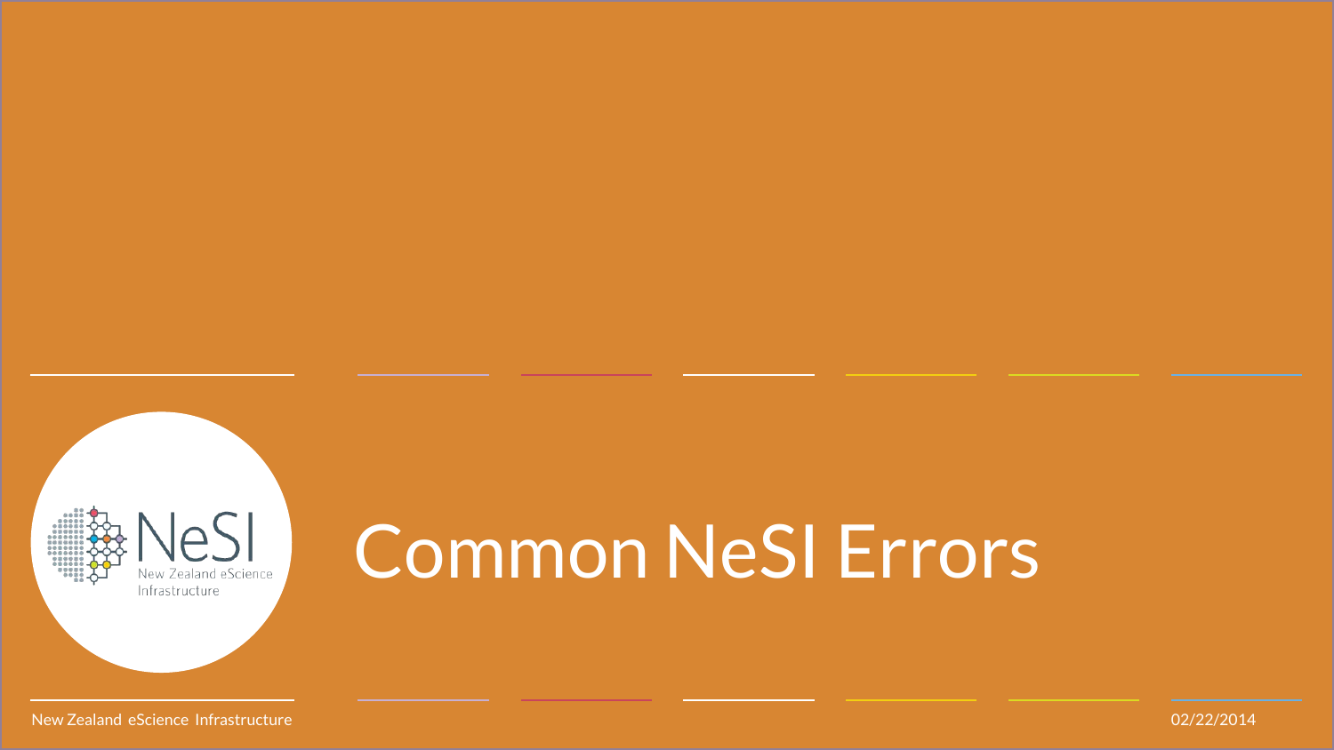# Common NeSI Errors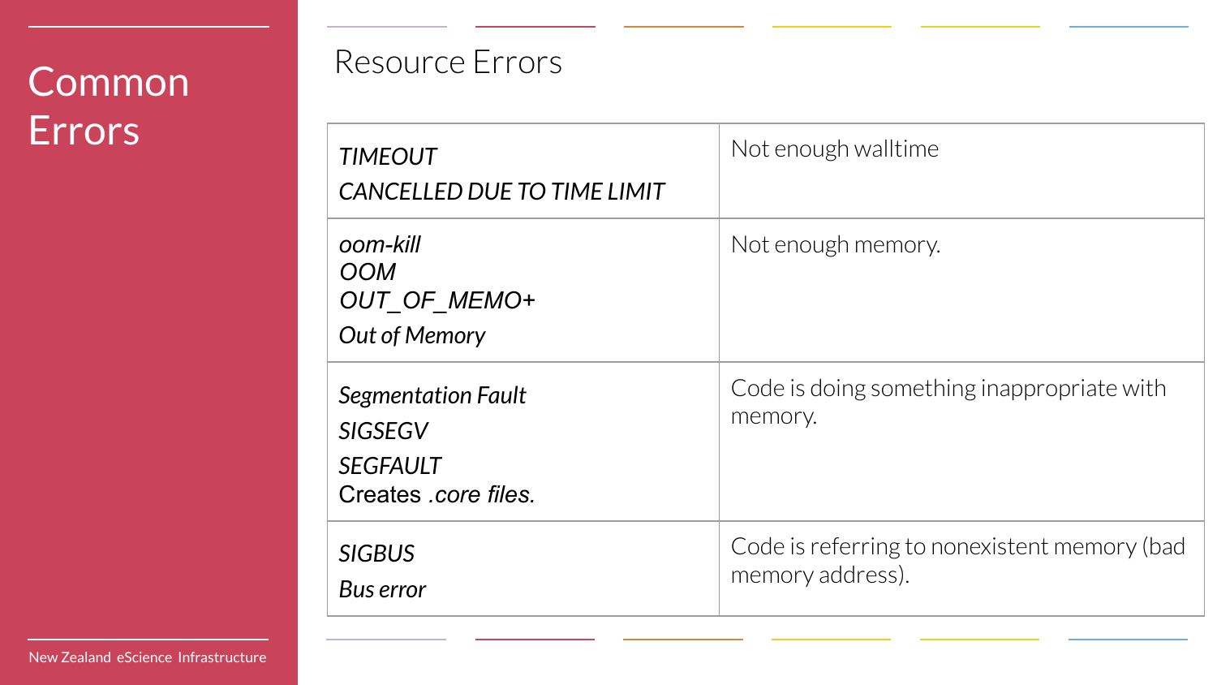# Common Errors

## Resource Errors

| | |
|---|---|
| *TIMEOUT*<br>*CANCELLED DUE TO TIME LIMIT* | Not enough walltime |
| *oom-kill*<br>*OOM*<br>*OUT_OF_MEMO+*<br>*Out of Memory* | Not enough memory. |
| *Segmentation Fault*<br>*SIGSEGV*<br>*SEGFAULT*<br>Creates *.core files.* | Code is doing something inappropriate with memory. |
| *SIGBUS*<br>*Bus error* | Code is referring to nonexistent memory (bad memory address). |

New Zealand eScience Infrastructure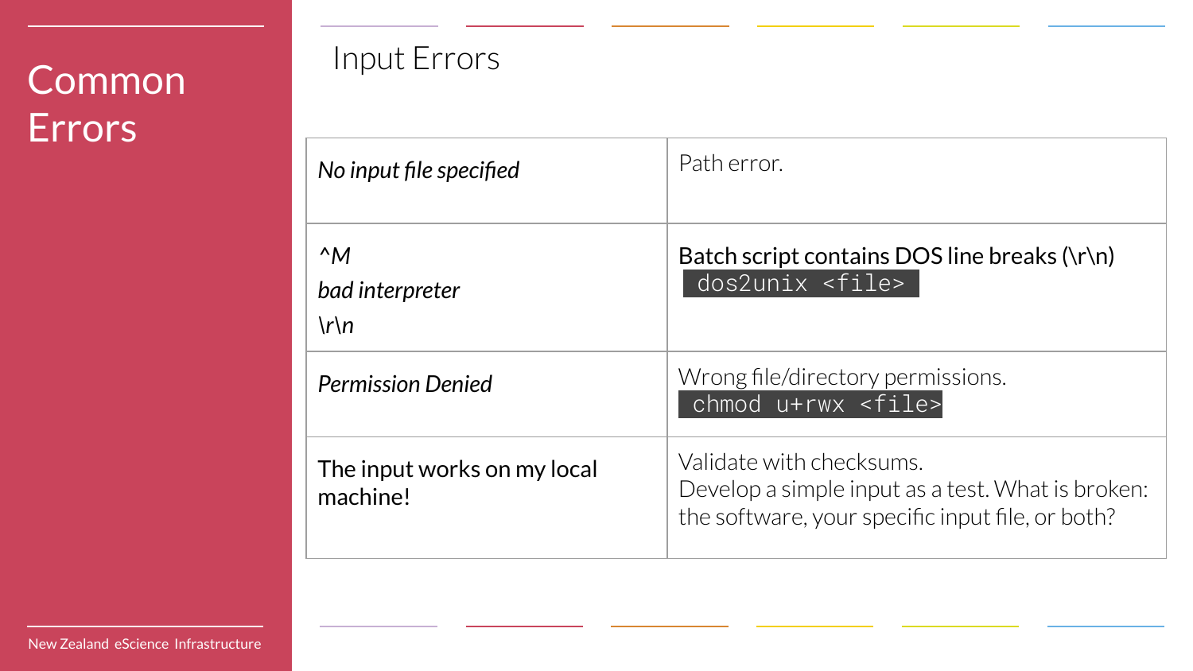# Common Errors

## Input Errors

| | |
|---|---|
| *No input file specified* | Path error. |
| *^M*<br>*bad interpreter*<br>*\r\n* | Batch script contains DOS line breaks (\r\n)<br>`dos2unix <file>` |
| *Permission Denied* | Wrong file/directory permissions.<br>`chmod u+rwx <file>` |
| The input works on my local machine! | Validate with checksums.<br>Develop a simple input as a test. What is broken: the software, your specific input file, or both? |

New Zealand eScience Infrastructure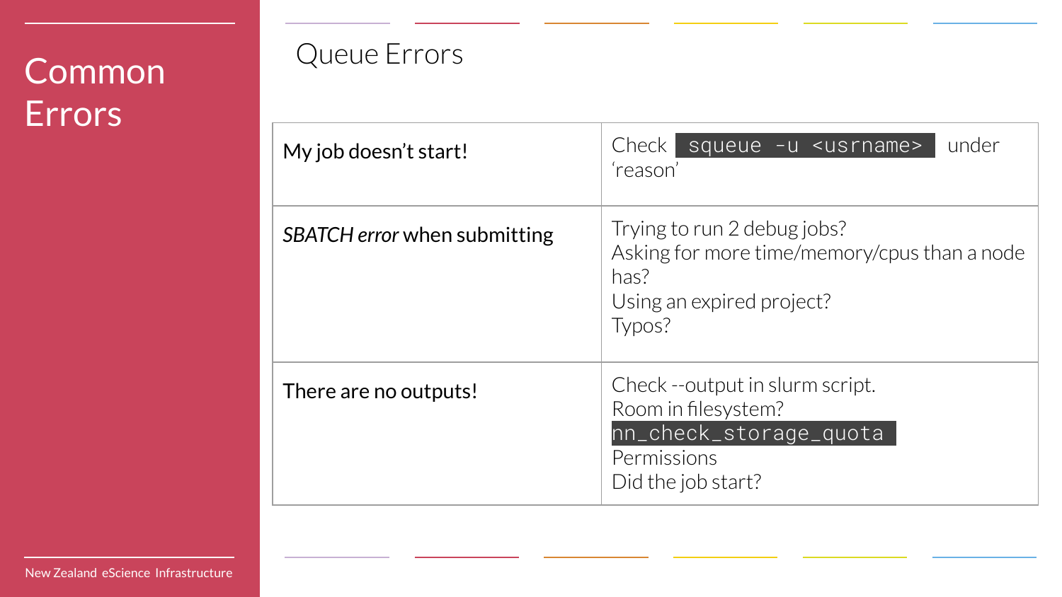# Common Errors

## Queue Errors

| | |
|---|---|
| My job doesn't start! | Check `squeue -u <usrname>` under 'reason' |
| *SBATCH error* when submitting | Trying to run 2 debug jobs?<br>Asking for more time/memory/cpus than a node has?<br>Using an expired project?<br>Typos? |
| There are no outputs! | Check --output in slurm script.<br>Room in filesystem?<br>`nn_check_storage_quota`<br>Permissions<br>Did the job start? |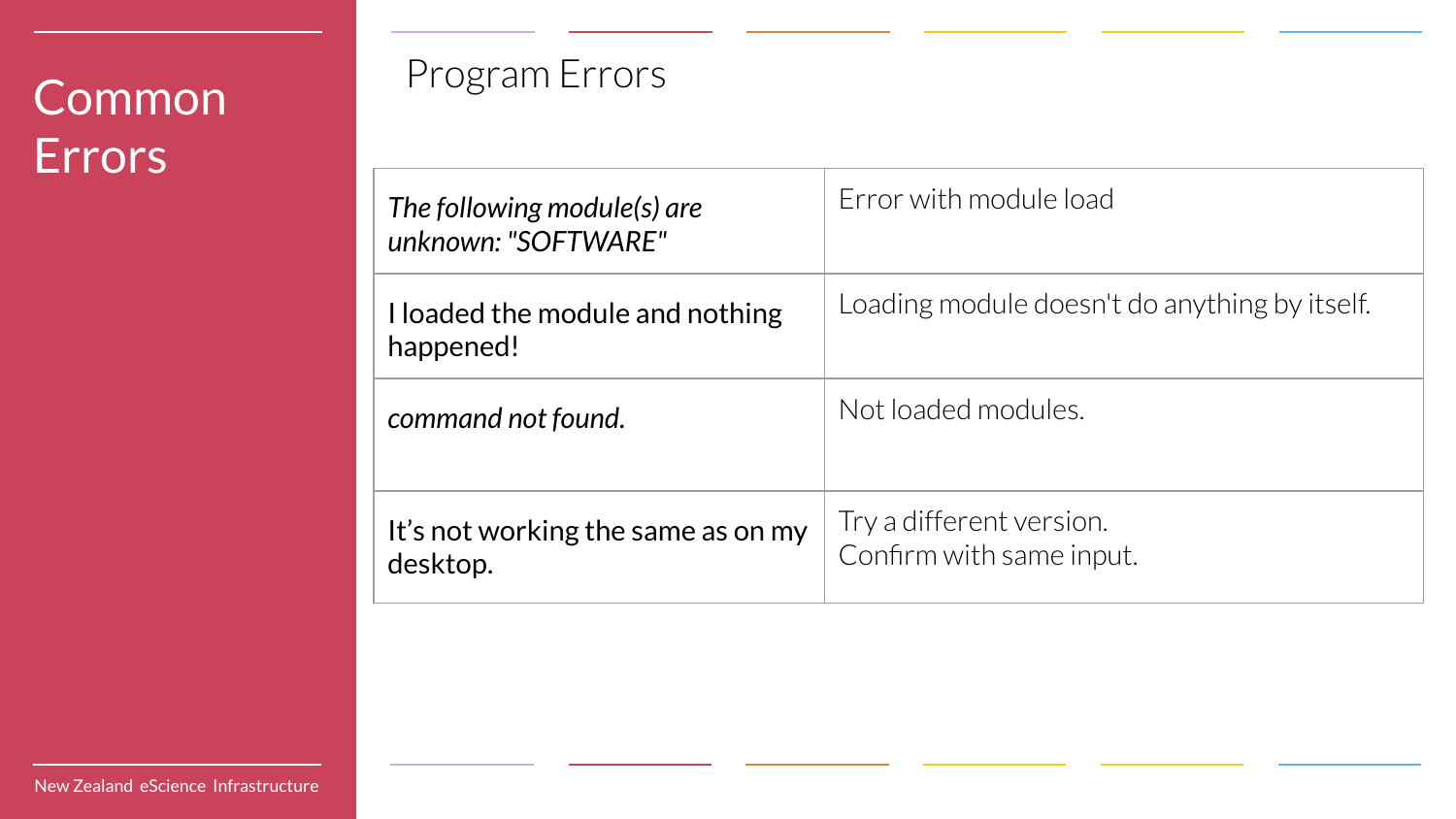# Common Errors

## Program Errors

| | |
|---|---|
| *The following module(s) are unknown: "SOFTWARE"* | Error with module load |
| I loaded the module and nothing happened! | Loading module doesn't do anything by itself. |
| *command not found.* | Not loaded modules. |
| It's not working the same as on my desktop. | Try a different version.<br>Confirm with same input. |

New Zealand eScience Infrastructure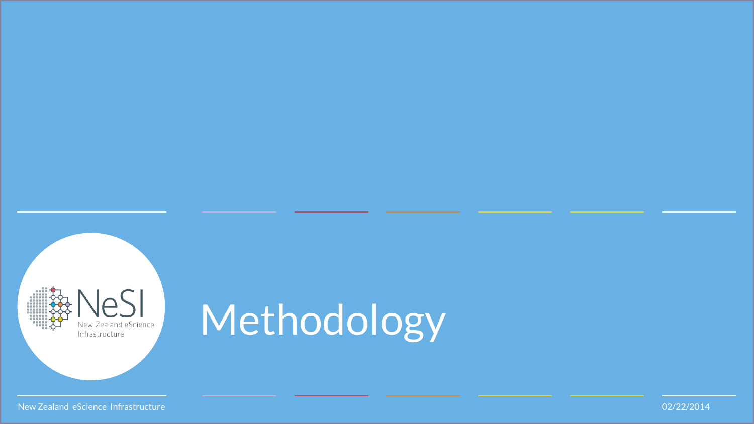# Methodology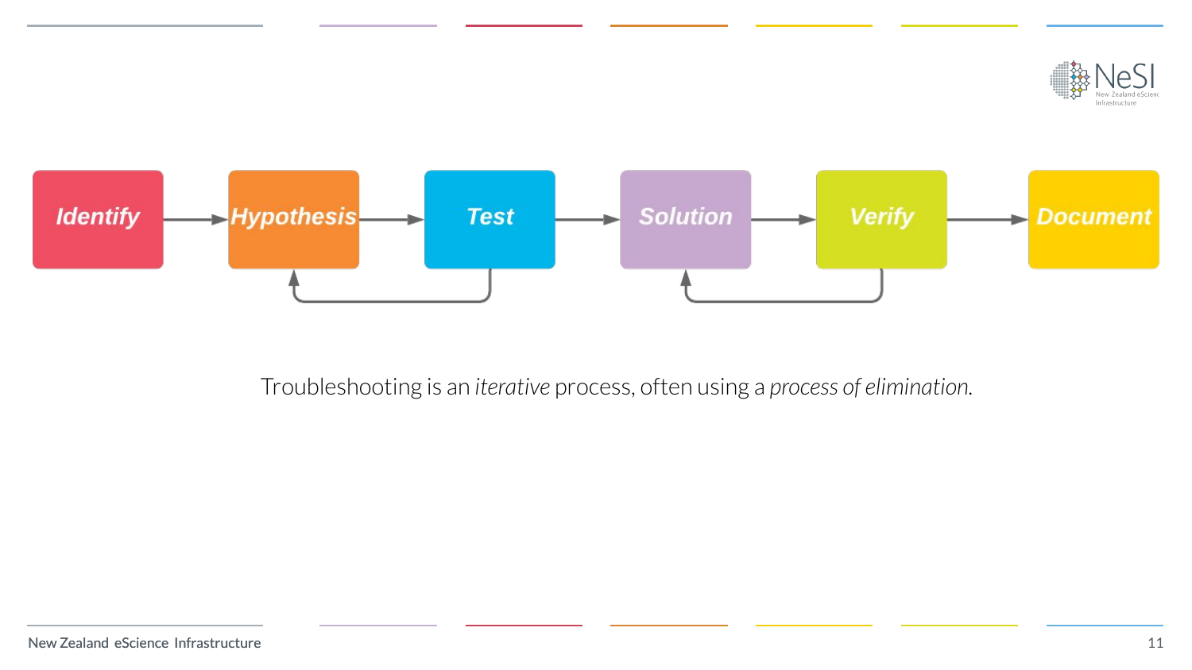Identify → Hypothesis → Test → Solution → Verify → Document

Troubleshooting is an *iterative* process, often using a *process of elimination*.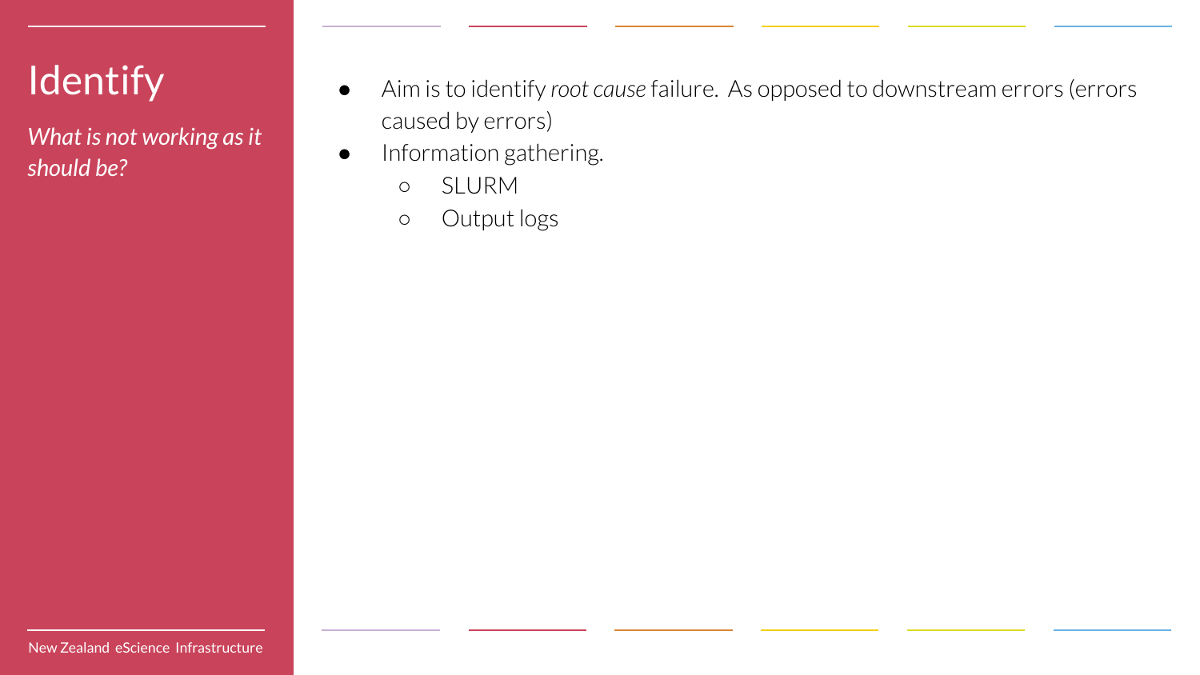# Identify

*What is not working as it should be?*

- Aim is to identify *root cause* failure. As opposed to downstream errors (errors caused by errors)
- Information gathering.
  - SLURM
  - Output logs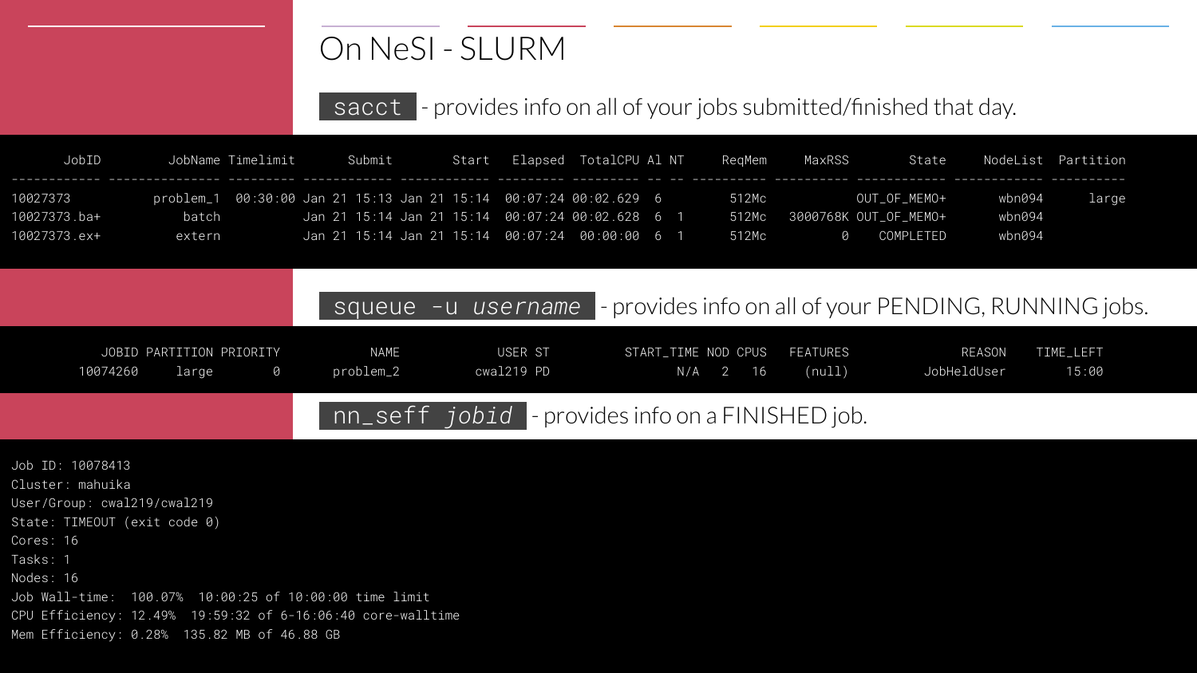# On NeSI - SLURM

`sacct` - provides info on all of your jobs submitted/finished that day.

```
       JobID    JobName  Timelimit      Submit       Start    Elapsed   TotalCPU Al NT     ReqMem     MaxRSS        State    NodeList  Partition
------------ ---------- ---------- ----------- ----------- ---------- ---------- -- -- ---------- ---------- ------------ ----------- ----------
10027373      problem_1   00:30:00 Jan 21 15:13 Jan 21 15:14   00:07:24  00:02.629  6         512Mc             OUT_OF_MEMO+      wbn094      large
10027373.ba+      batch            Jan 21 15:14 Jan 21 15:14   00:07:24  00:02.628  6  1      512Mc   3000768K OUT_OF_MEMO+      wbn094
10027373.ex+     extern            Jan 21 15:14 Jan 21 15:14   00:07:24   00:00:00  6  1      512Mc          0    COMPLETED      wbn094
```

`squeue -u username` - provides info on all of your PENDING, RUNNING jobs.

```
   JOBID PARTITION PRIORITY       NAME      USER ST    START_TIME NOD CPUS  FEATURES        REASON  TIME_LEFT
10074260     large        0  problem_2   cwal219 PD           N/A   2   16    (null)   JobHeldUser      15:00
```

`nn_seff jobid` - provides info on a FINISHED job.

```
Job ID: 10078413
Cluster: mahuika
User/Group: cwal219/cwal219
State: TIMEOUT (exit code 0)
Cores: 16
Tasks: 1
Nodes: 16
Job Wall-time:  100.07%  10:00:25 of 10:00:00 time limit
CPU Efficiency: 12.49%  19:59:32 of 6-16:06:40 core-walltime
Mem Efficiency: 0.28%  135.82 MB of 46.88 GB
```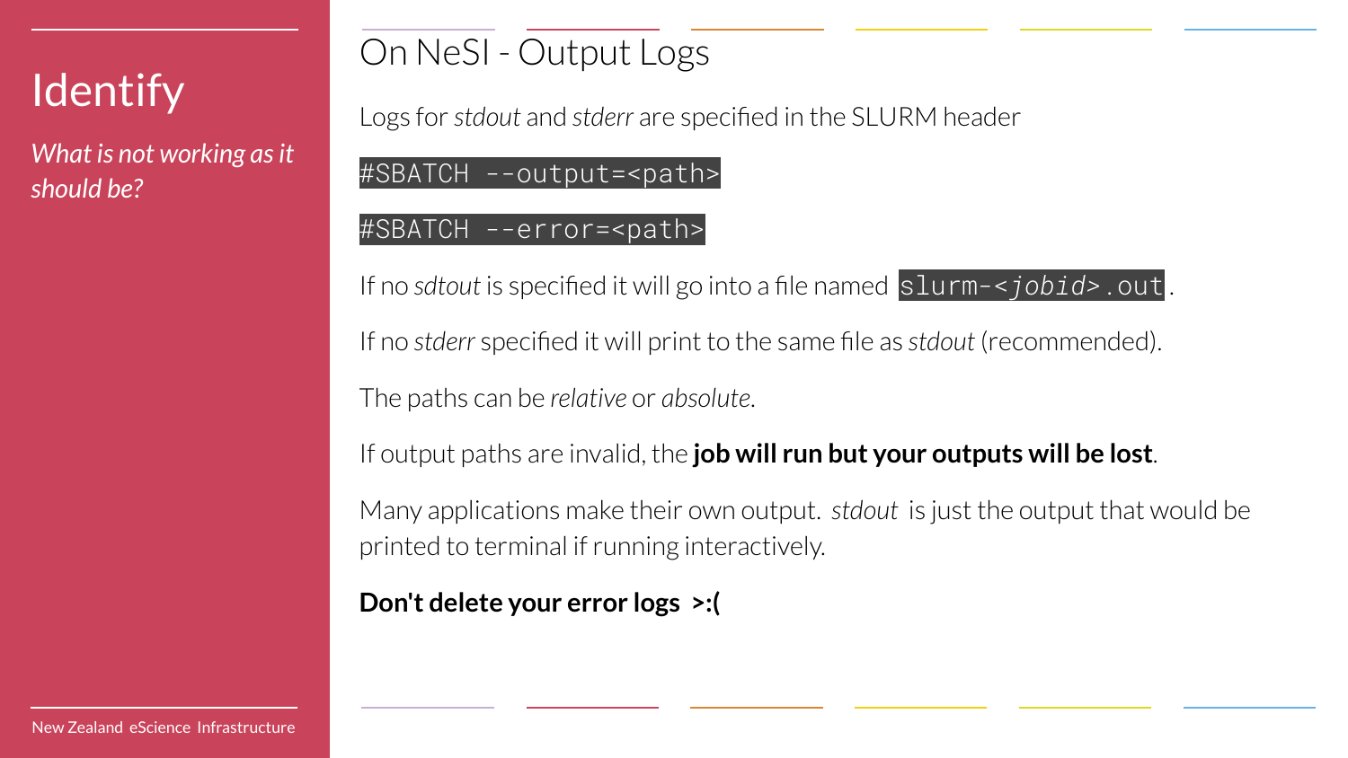# Identify

*What is not working as it should be?*

## On NeSI - Output Logs

Logs for *stdout* and *stderr* are specified in the SLURM header

```
#SBATCH --output=<path>
```

```
#SBATCH --error=<path>
```

If no *sdtout* is specified it will go into a file named `slurm-<jobid>.out`.

If no *stderr* specified it will print to the same file as *stdout* (recommended).

The paths can be *relative* or *absolute*.

If output paths are invalid, the **job will run but your outputs will be lost**.

Many applications make their own output. *stdout* is just the output that would be printed to terminal if running interactively.

**Don't delete your error logs >:(**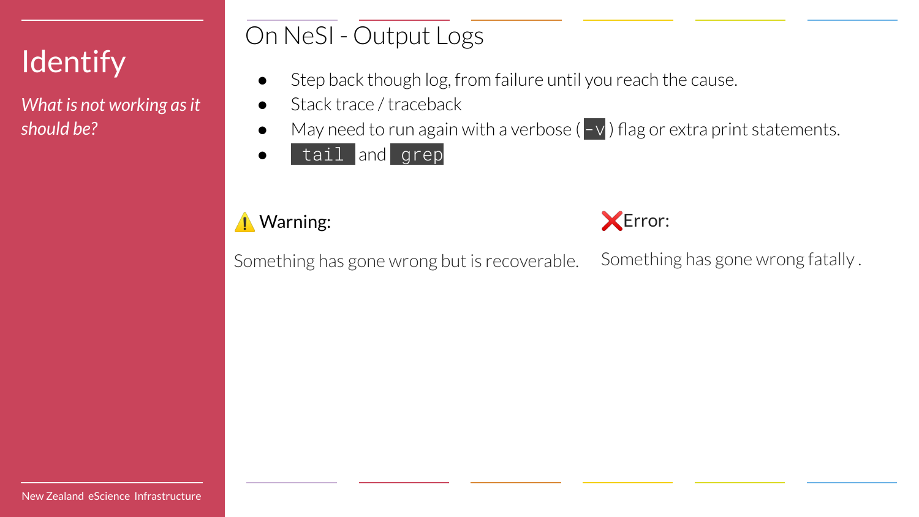# Identify

*What is not working as it should be?*

## On NeSI - Output Logs

- Step back though log, from failure until you reach the cause.
- Stack trace / traceback
- May need to run again with a verbose ( `-v` ) flag or extra print statements.
- `tail` and `grep`

⚠️ **Warning:**

Something has gone wrong but is recoverable.

❌ **Error:**

Something has gone wrong fatally .

New Zealand eScience Infrastructure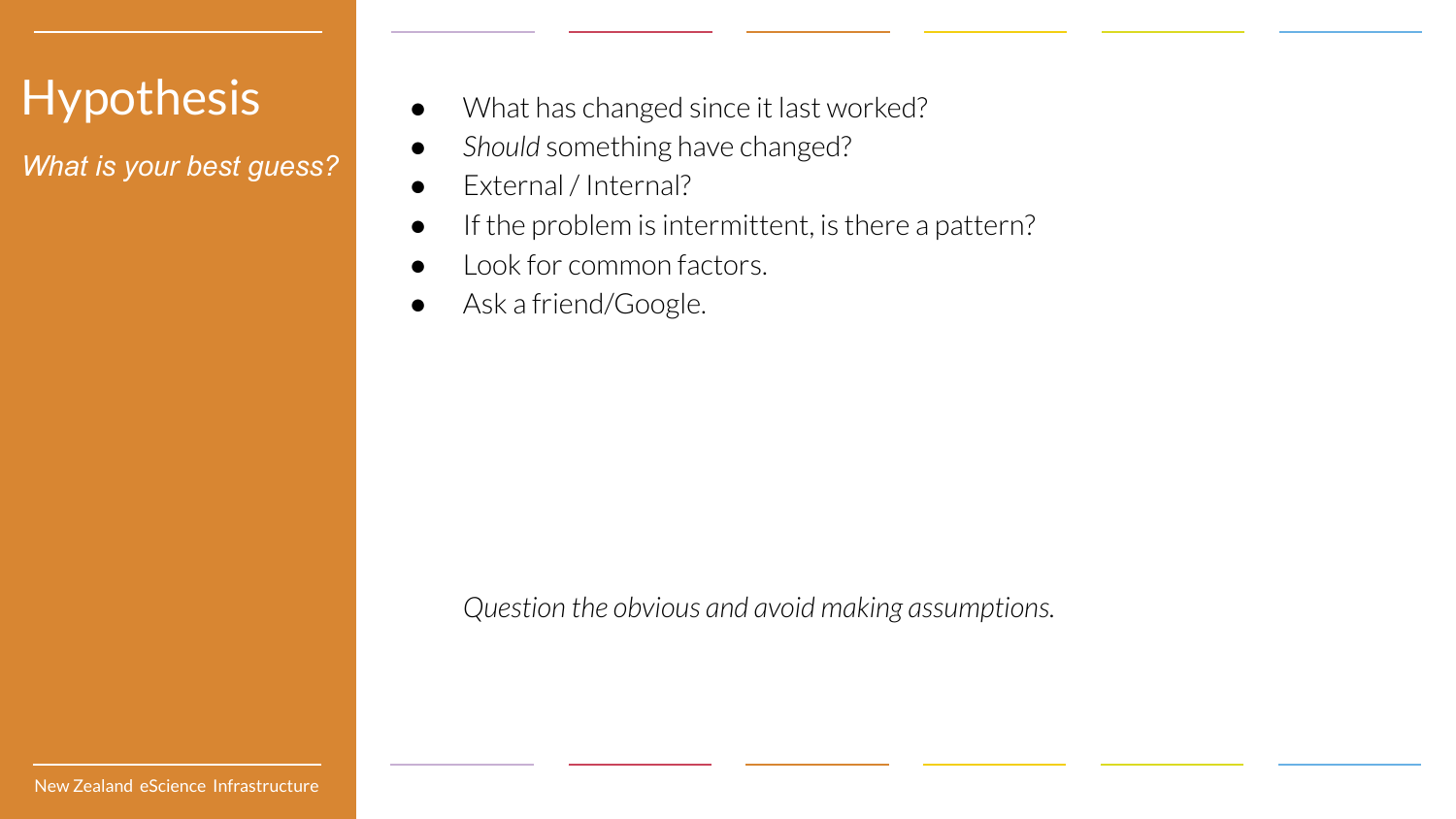# Hypothesis

*What is your best guess?*

- What has changed since it last worked?
- *Should* something have changed?
- External / Internal?
- If the problem is intermittent, is there a pattern?
- Look for common factors.
- Ask a friend/Google.

*Question the obvious and avoid making assumptions.*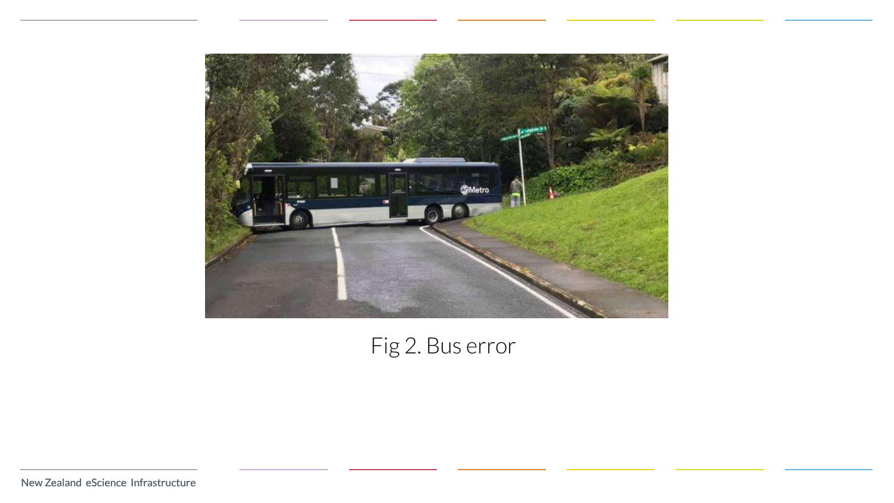Fig 2. Bus error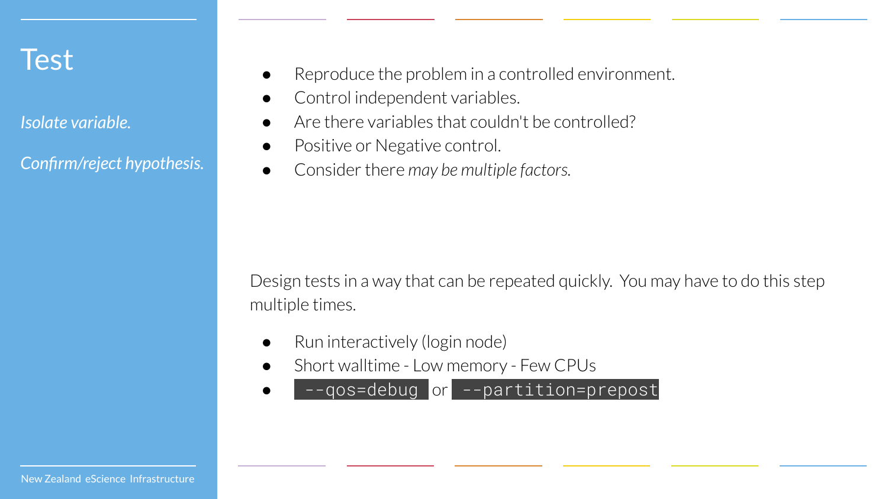# Test

*Isolate variable.*

*Confirm/reject hypothesis.*

- Reproduce the problem in a controlled environment.
- Control independent variables.
- Are there variables that couldn't be controlled?
- Positive or Negative control.
- Consider there *may be multiple factors.*

Design tests in a way that can be repeated quickly. You may have to do this step multiple times.

- Run interactively (login node)
- Short walltime - Low memory - Few CPUs
- `--qos=debug` or `--partition=prepost`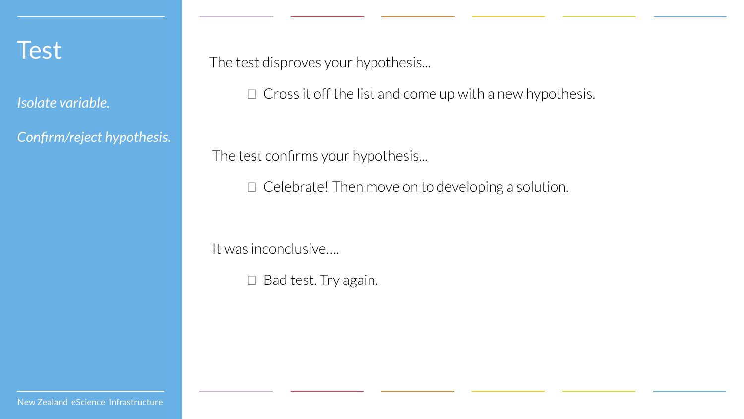# Test

*Isolate variable.*

*Confirm/reject hypothesis.*

The test disproves your hypothesis...

- Cross it off the list and come up with a new hypothesis.

The test confirms your hypothesis...

- Celebrate! Then move on to developing a solution.

It was inconclusive….

- Bad test. Try again.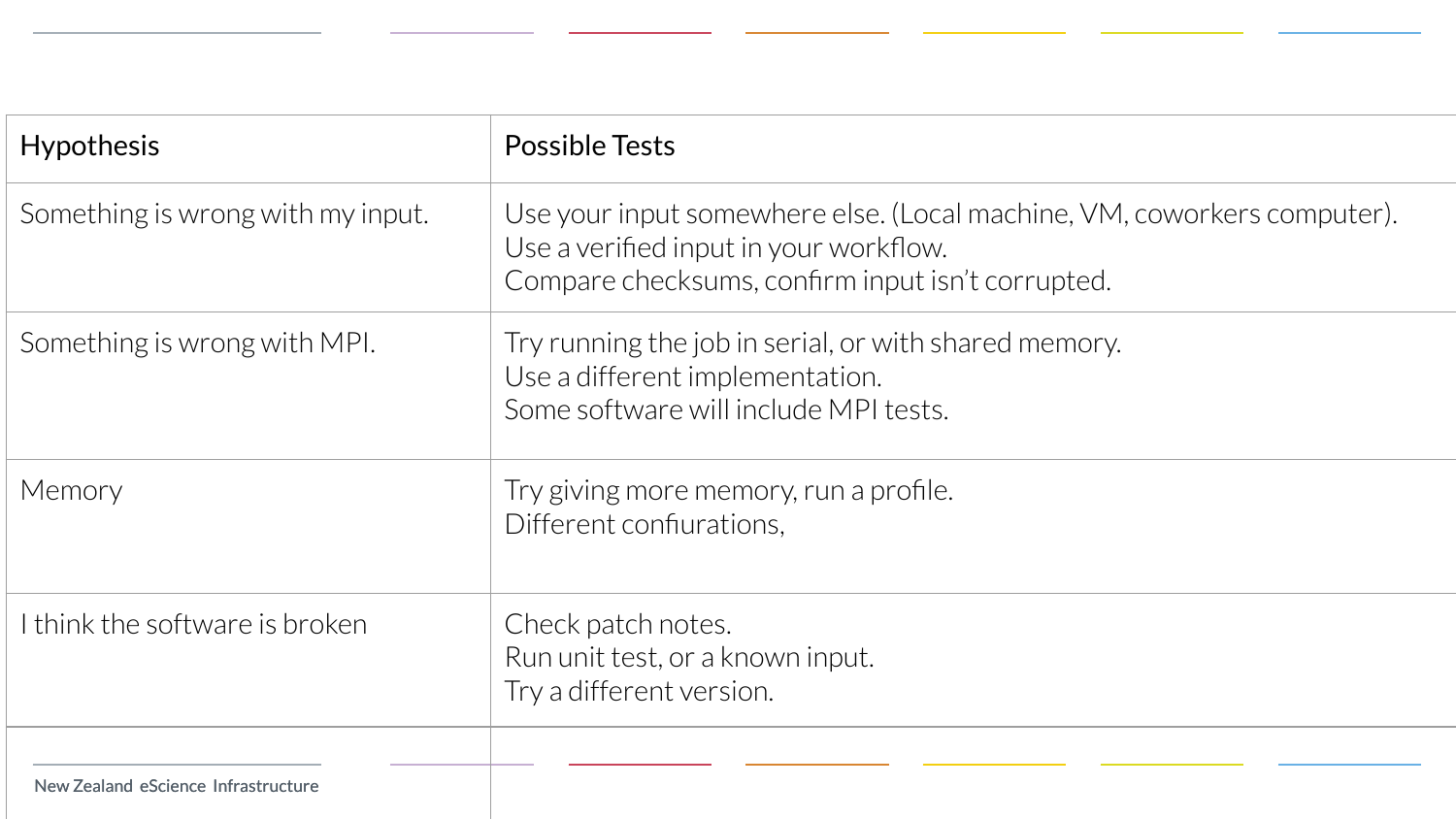| Hypothesis | Possible Tests |
| --- | --- |
| Something is wrong with my input. | Use your input somewhere else. (Local machine, VM, coworkers computer).<br>Use a verified input in your workflow.<br>Compare checksums, confirm input isn't corrupted. |
| Something is wrong with MPI. | Try running the job in serial, or with shared memory.<br>Use a different implementation.<br>Some software will include MPI tests. |
| Memory | Try giving more memory, run a profile.<br>Different confiurations, |
| I think the software is broken | Check patch notes.<br>Run unit test, or a known input.<br>Try a different version. |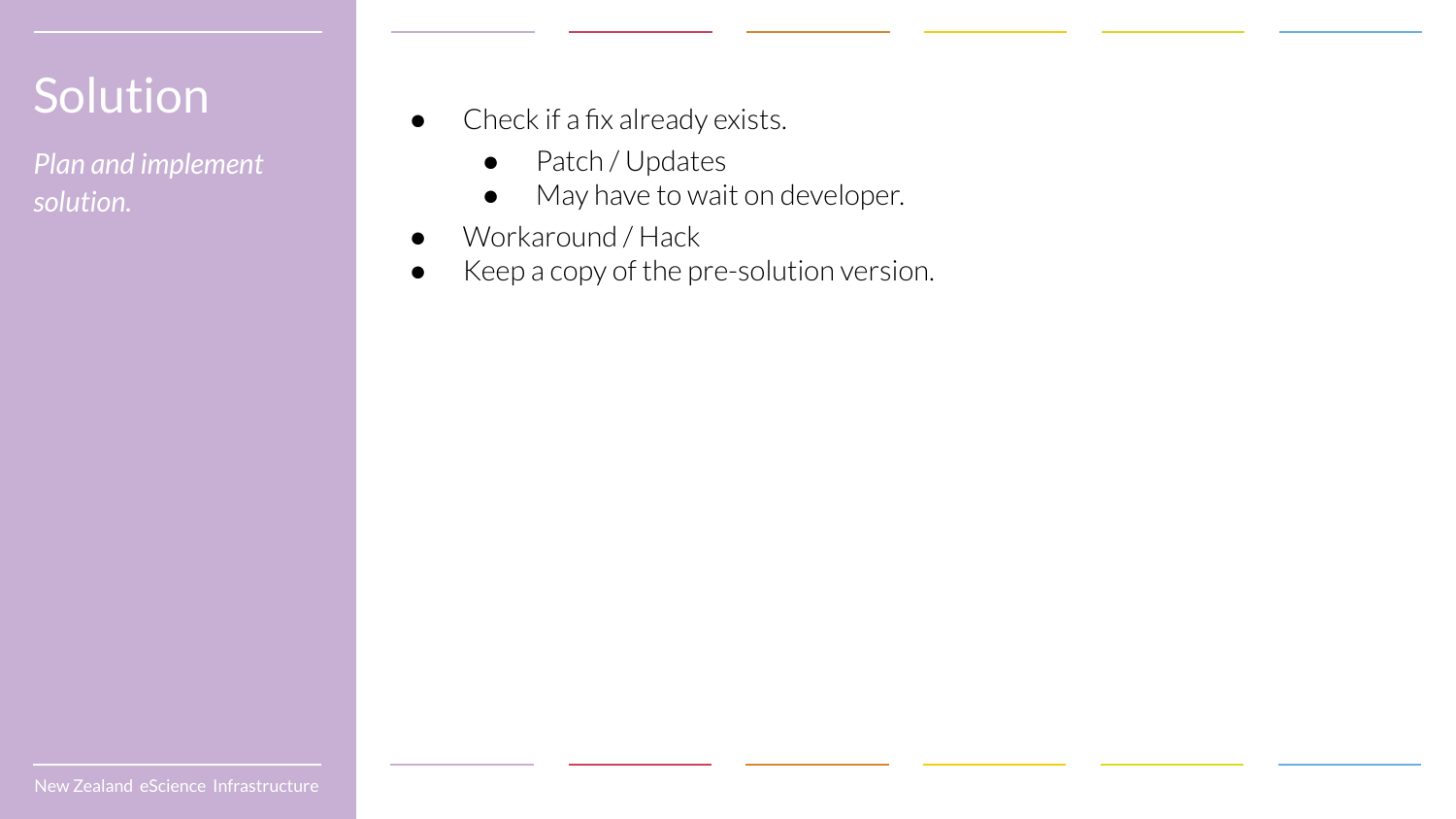# Solution

*Plan and implement solution.*

- Check if a fix already exists.
  - Patch / Updates
  - May have to wait on developer.
- Workaround / Hack
- Keep a copy of the pre-solution version.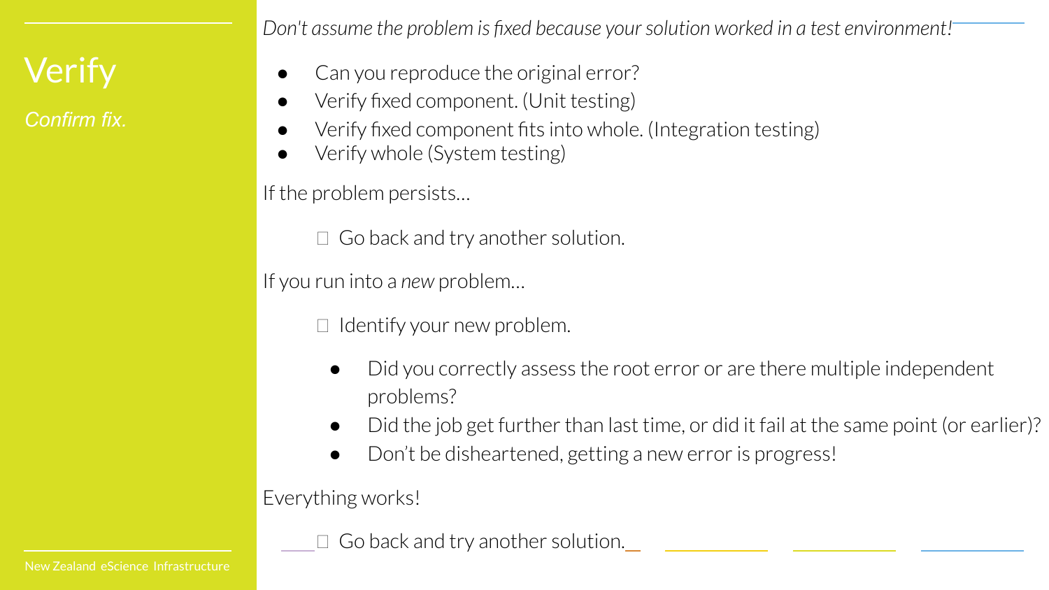# Verify

*Confirm fix.*

*Don't assume the problem is fixed because your solution worked in a test environment!*

- Can you reproduce the original error?
- Verify fixed component. (Unit testing)
- Verify fixed component fits into whole. (Integration testing)
- Verify whole (System testing)

If the problem persists…

- Go back and try another solution.

If you run into a *new* problem…

- Identify your new problem.
  - Did you correctly assess the root error or are there multiple independent problems?
  - Did the job get further than last time, or did it fail at the same point (or earlier)?
  - Don't be disheartened, getting a new error is progress!

Everything works!

- Go back and try another solution.

New Zealand eScience Infrastructure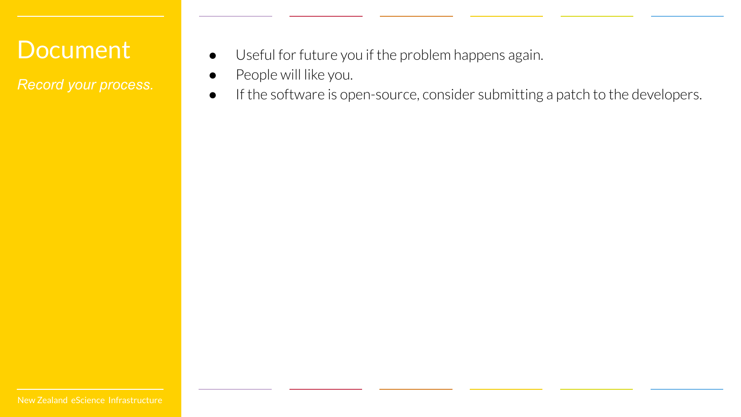# Document

*Record your process.*

- Useful for future you if the problem happens again.
- People will like you.
- If the software is open-source, consider submitting a patch to the developers.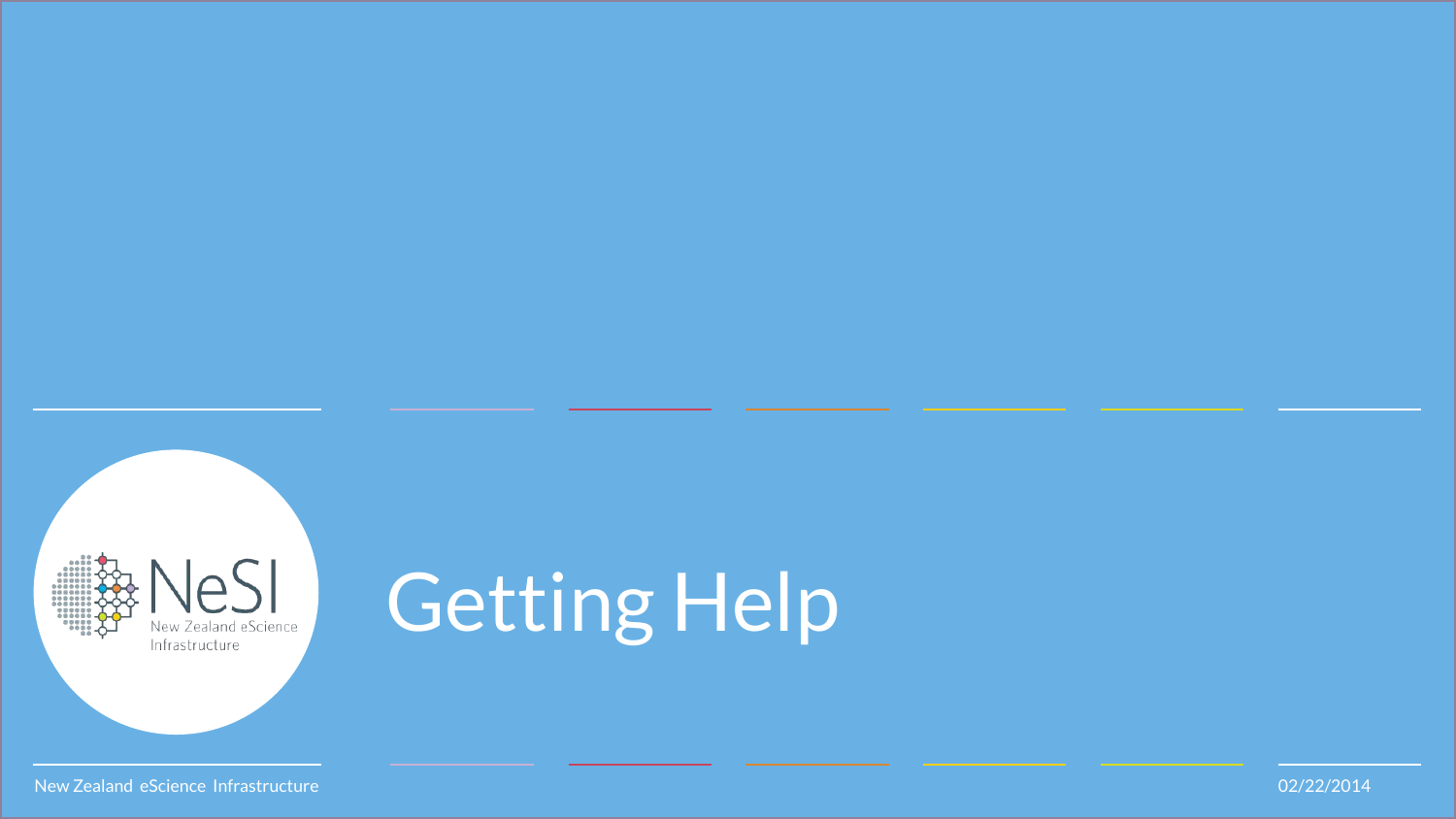# Getting Help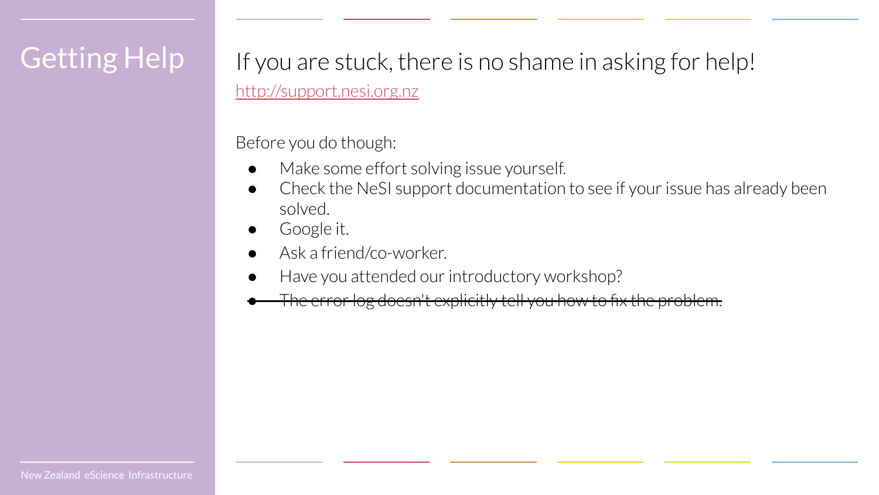# Getting Help

If you are stuck, there is no shame in asking for help!

http://support.nesi.org.nz

Before you do though:

- Make some effort solving issue yourself.
- Check the NeSI support documentation to see if your issue has already been solved.
- Google it.
- Ask a friend/co-worker.
- Have you attended our introductory workshop?
- ~~The error log doesn't explicitly tell you how to fix the problem.~~

New Zealand eScience Infrastructure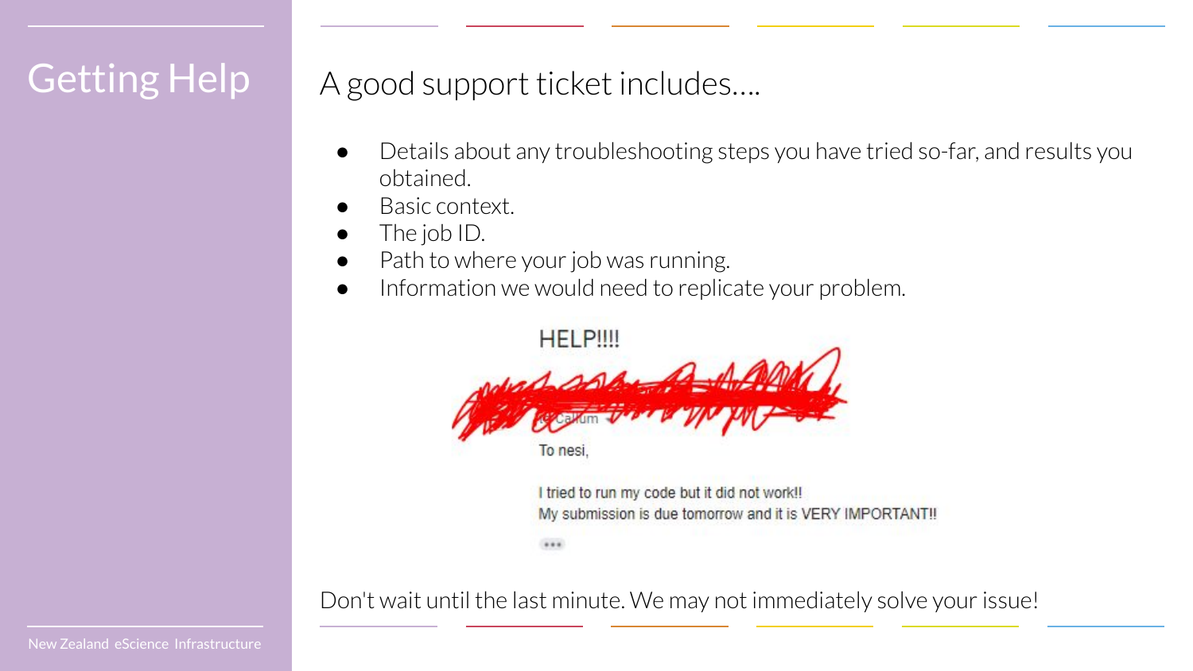# Getting Help

## A good support ticket includes….

- Details about any troubleshooting steps you have tried so-far, and results you obtained.
- Basic context.
- The job ID.
- Path to where your job was running.
- Information we would need to replicate your problem.

HELP!!!!

To nesi,

I tried to run my code but it did not work!!
My submission is due tomorrow and it is VERY IMPORTANT!!

Don't wait until the last minute. We may not immediately solve your issue!

New Zealand eScience Infrastructure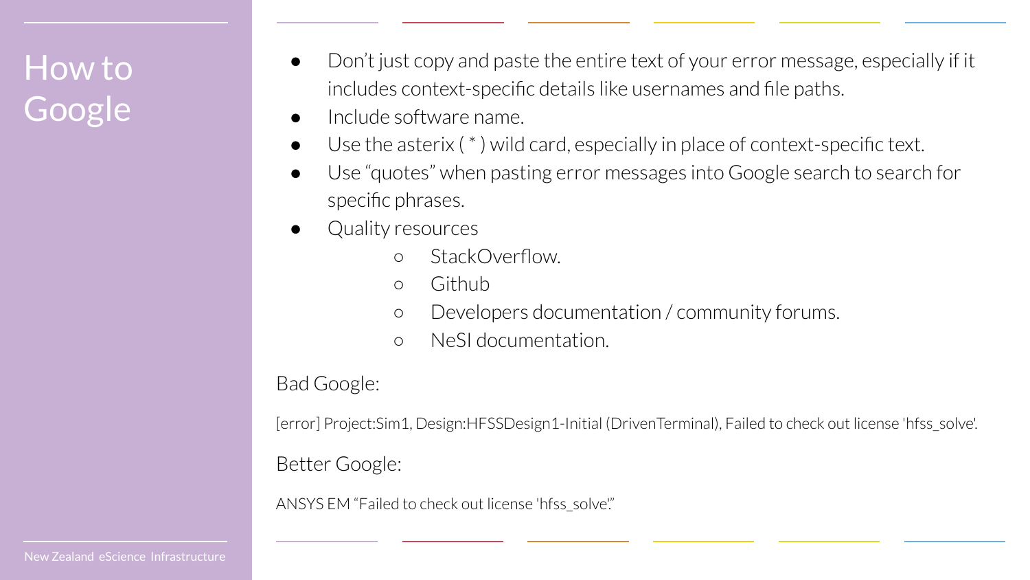# How to Google

- Don't just copy and paste the entire text of your error message, especially if it includes context-specific details like usernames and file paths.
- Include software name.
- Use the asterix ( * ) wild card, especially in place of context-specific text.
- Use "quotes" when pasting error messages into Google search to search for specific phrases.
- Quality resources
  - StackOverflow.
  - Github
  - Developers documentation / community forums.
  - NeSI documentation.

Bad Google:

[error] Project:Sim1, Design:HFSSDesign1-Initial (DrivenTerminal), Failed to check out license 'hfss_solve'.

Better Google:

ANSYS EM "Failed to check out license 'hfss_solve'."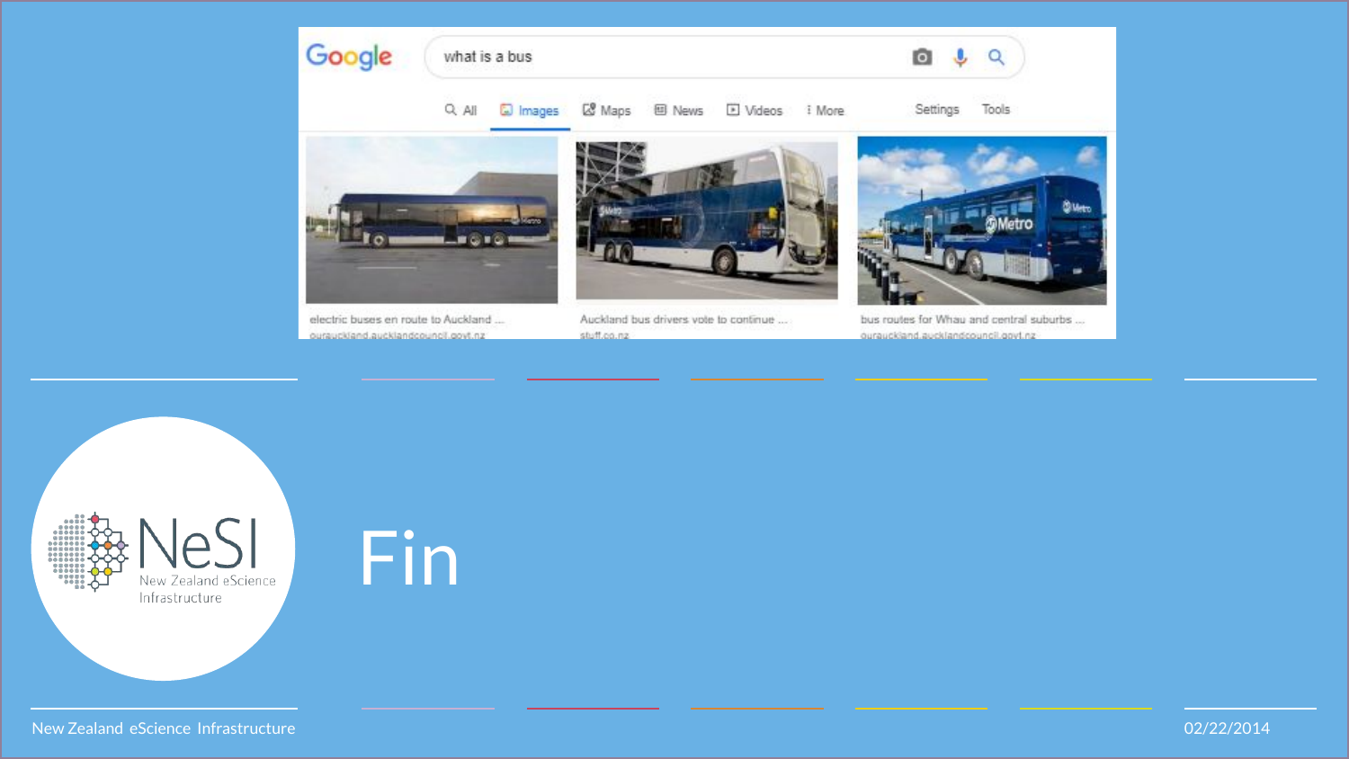# Fin